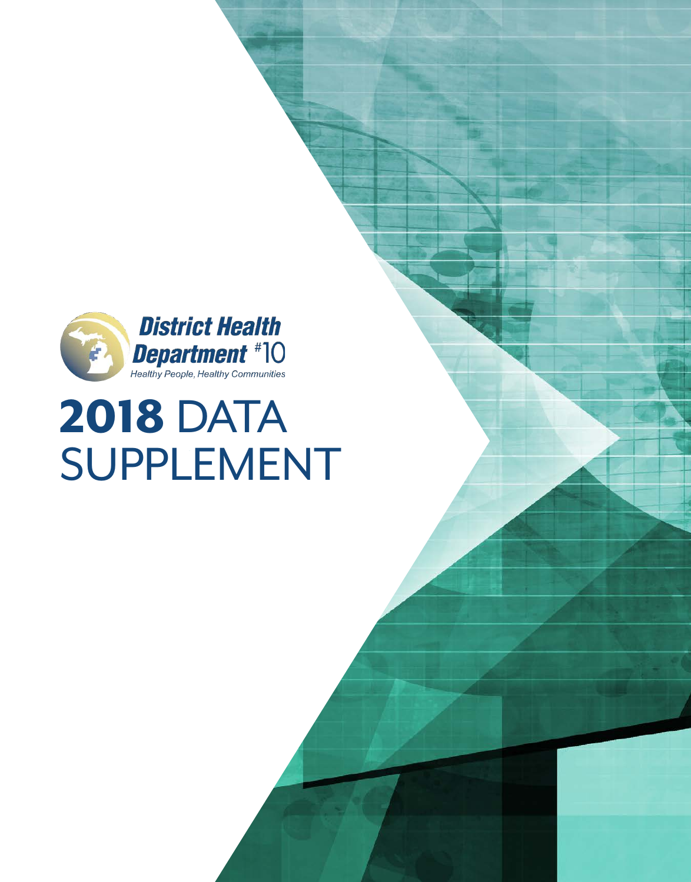District Health Department #10

*Healthy People, Healthy Communities*

# **2018** DATA SUPPLEMENT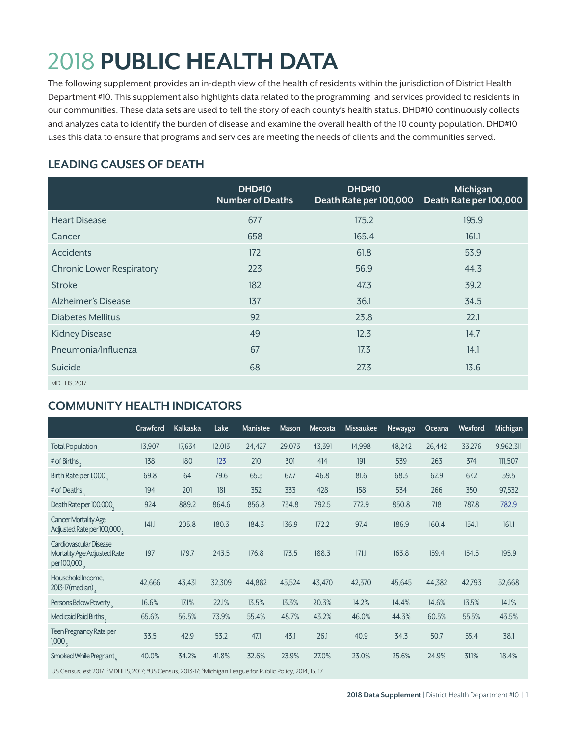# 2018 **PUBLIC HEALTH DATA**

The following supplement provides an in-depth view of the health of residents within the jurisdiction of District Health Department #10. This supplement also highlights data related to the programming and services provided to residents in our communities. These data sets are used to tell the story of each county's health status. DHD#10 continuously collects and analyzes data to identify the burden of disease and examine the overall health of the 10 county population. DHD#10 uses this data to ensure that programs and services are meeting the needs of clients and the communities served.

## LEADING CAUSES OF DEATH

| | DHD#10 Number of Deaths | DHD#10 Death Rate per 100,000 | Michigan Death Rate per 100,000 |
|---|---|---|---|
| Heart Disease | 677 | 175.2 | 195.9 |
| Cancer | 658 | 165.4 | 161.1 |
| Accidents | 172 | 61.8 | 53.9 |
| Chronic Lower Respiratory | 223 | 56.9 | 44.3 |
| Stroke | 182 | 47.3 | 39.2 |
| Alzheimer's Disease | 137 | 36.1 | 34.5 |
| Diabetes Mellitus | 92 | 23.8 | 22.1 |
| Kidney Disease | 49 | 12.3 | 14.7 |
| Pneumonia/Influenza | 67 | 17.3 | 14.1 |
| Suicide | 68 | 27.3 | 13.6 |

MDHHS, 2017

## COMMUNITY HEALTH INDICATORS

| | Crawford | Kalkaska | Lake | Manistee | Mason | Mecosta | Missaukee | Newaygo | Oceana | Wexford | Michigan |
|---|---|---|---|---|---|---|---|---|---|---|---|
| Total Population [1] | 13,907 | 17,634 | 12,013 | 24,427 | 29,073 | 43,391 | 14,998 | 48,242 | 26,442 | 33,276 | 9,962,311 |
| # of Births [2] | 138 | 180 | 123 | 210 | 301 | 414 | 191 | 539 | 263 | 374 | 111,507 |
| Birth Rate per 1,000 [2] | 69.8 | 64 | 79.6 | 65.5 | 67.7 | 46.8 | 81.6 | 68.3 | 62.9 | 67.2 | 59.5 |
| # of Deaths [2] | 194 | 201 | 181 | 352 | 333 | 428 | 158 | 534 | 266 | 350 | 97,532 |
| Death Rate per 100,000 [2] | 924 | 889.2 | 864.6 | 856.8 | 734.8 | 792.5 | 772.9 | 850.8 | 718 | 787.8 | 782.9 |
| Cancer Mortality Age Adjusted Rate per 100,000 [2] | 141.1 | 205.8 | 180.3 | 184.3 | 136.9 | 172.2 | 97.4 | 186.9 | 160.4 | 154.1 | 161.1 |
| Cardiovascular Disease Mortality Age Adjusted Rate per 100,000 [2] | 197 | 179.7 | 243.5 | 176.8 | 173.5 | 188.3 | 171.1 | 163.8 | 159.4 | 154.5 | 195.9 |
| Household Income, 2013-17 (median) [4] | 42,666 | 43,431 | 32,309 | 44,882 | 45,524 | 43,470 | 42,370 | 45,645 | 44,382 | 42,793 | 52,668 |
| Persons Below Poverty [5] | 16.6% | 17.1% | 22.1% | 13.5% | 13.3% | 20.3% | 14.2% | 14.4% | 14.6% | 13.5% | 14.1% |
| Medicaid Paid Births [5] | 65.6% | 56.5% | 73.9% | 55.4% | 48.7% | 43.2% | 46.0% | 44.3% | 60.5% | 55.5% | 43.5% |
| Teen Pregnancy Rate per 1,000 [5] | 33.5 | 42.9 | 53.2 | 47.1 | 43.1 | 26.1 | 40.9 | 34.3 | 50.7 | 55.4 | 38.1 |
| Smoked While Pregnant [5] | 40.0% | 34.2% | 41.8% | 32.6% | 23.9% | 27.0% | 23.0% | 25.6% | 24.9% | 31.1% | 18.4% |

[1]US Census, est 2017; [2]MDHHS, 2017; [4]US Census, 2013-17; [5]Michigan League for Public Policy, 2014, 15, 17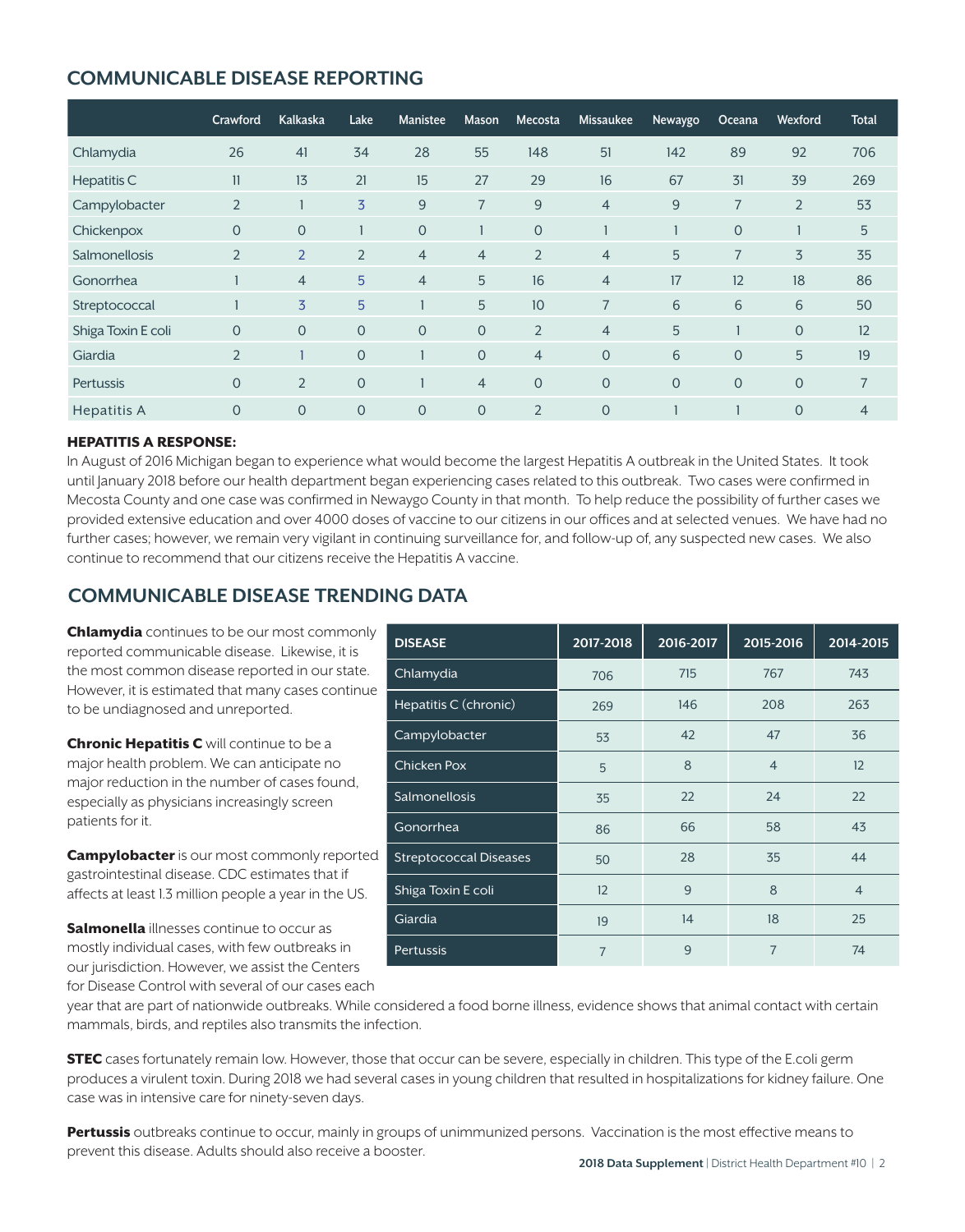## COMMUNICABLE DISEASE REPORTING

| | Crawford | Kalkaska | Lake | Manistee | Mason | Mecosta | Missaukee | Newaygo | Oceana | Wexford | Total |
|---|---|---|---|---|---|---|---|---|---|---|---|
| Chlamydia | 26 | 41 | 34 | 28 | 55 | 148 | 51 | 142 | 89 | 92 | 706 |
| Hepatitis C | 11 | 13 | 21 | 15 | 27 | 29 | 16 | 67 | 31 | 39 | 269 |
| Campylobacter | 2 | 1 | 3 | 9 | 7 | 9 | 4 | 9 | 7 | 2 | 53 |
| Chickenpox | 0 | 0 | 1 | 0 | 1 | 0 | 1 | 1 | 0 | 1 | 5 |
| Salmonellosis | 2 | 2 | 2 | 4 | 4 | 2 | 4 | 5 | 7 | 3 | 35 |
| Gonorrhea | 1 | 4 | 5 | 4 | 5 | 16 | 4 | 17 | 12 | 18 | 86 |
| Streptococcal | 1 | 3 | 5 | 1 | 5 | 10 | 7 | 6 | 6 | 6 | 50 |
| Shiga Toxin E coli | 0 | 0 | 0 | 0 | 0 | 2 | 4 | 5 | 1 | 0 | 12 |
| Giardia | 2 | 1 | 0 | 1 | 0 | 4 | 0 | 6 | 0 | 5 | 19 |
| Pertussis | 0 | 2 | 0 | 1 | 4 | 0 | 0 | 0 | 0 | 0 | 7 |
| Hepatitis A | 0 | 0 | 0 | 0 | 0 | 2 | 0 | 1 | 1 | 0 | 4 |

**HEPATITIS A RESPONSE:**

In August of 2016 Michigan began to experience what would become the largest Hepatitis A outbreak in the United States. It took until January 2018 before our health department began experiencing cases related to this outbreak. Two cases were confirmed in Mecosta County and one case was confirmed in Newaygo County in that month. To help reduce the possibility of further cases we provided extensive education and over 4000 doses of vaccine to our citizens in our offices and at selected venues. We have had no further cases; however, we remain very vigilant in continuing surveillance for, and follow-up of, any suspected new cases. We also continue to recommend that our citizens receive the Hepatitis A vaccine.

## COMMUNICABLE DISEASE TRENDING DATA

| DISEASE | 2017-2018 | 2016-2017 | 2015-2016 | 2014-2015 |
|---|---|---|---|---|
| Chlamydia | 706 | 715 | 767 | 743 |
| Hepatitis C (chronic) | 269 | 146 | 208 | 263 |
| Campylobacter | 53 | 42 | 47 | 36 |
| Chicken Pox | 5 | 8 | 4 | 12 |
| Salmonellosis | 35 | 22 | 24 | 22 |
| Gonorrhea | 86 | 66 | 58 | 43 |
| Streptococcal Diseases | 50 | 28 | 35 | 44 |
| Shiga Toxin E coli | 12 | 9 | 8 | 4 |
| Giardia | 19 | 14 | 18 | 25 |
| Pertussis | 7 | 9 | 7 | 74 |

**Chlamydia** continues to be our most commonly reported communicable disease. Likewise, it is the most common disease reported in our state. However, it is estimated that many cases continue to be undiagnosed and unreported.

**Chronic Hepatitis C** will continue to be a major health problem. We can anticipate no major reduction in the number of cases found, especially as physicians increasingly screen patients for it.

**Campylobacter** is our most commonly reported gastrointestinal disease. CDC estimates that if affects at least 1.3 million people a year in the US.

**Salmonella** illnesses continue to occur as mostly individual cases, with few outbreaks in our jurisdiction. However, we assist the Centers for Disease Control with several of our cases each year that are part of nationwide outbreaks. While considered a food borne illness, evidence shows that animal contact with certain mammals, birds, and reptiles also transmits the infection.

**STEC** cases fortunately remain low. However, those that occur can be severe, especially in children. This type of the E.coli germ produces a virulent toxin. During 2018 we had several cases in young children that resulted in hospitalizations for kidney failure. One case was in intensive care for ninety-seven days.

**Pertussis** outbreaks continue to occur, mainly in groups of unimmunized persons. Vaccination is the most effective means to prevent this disease. Adults should also receive a booster.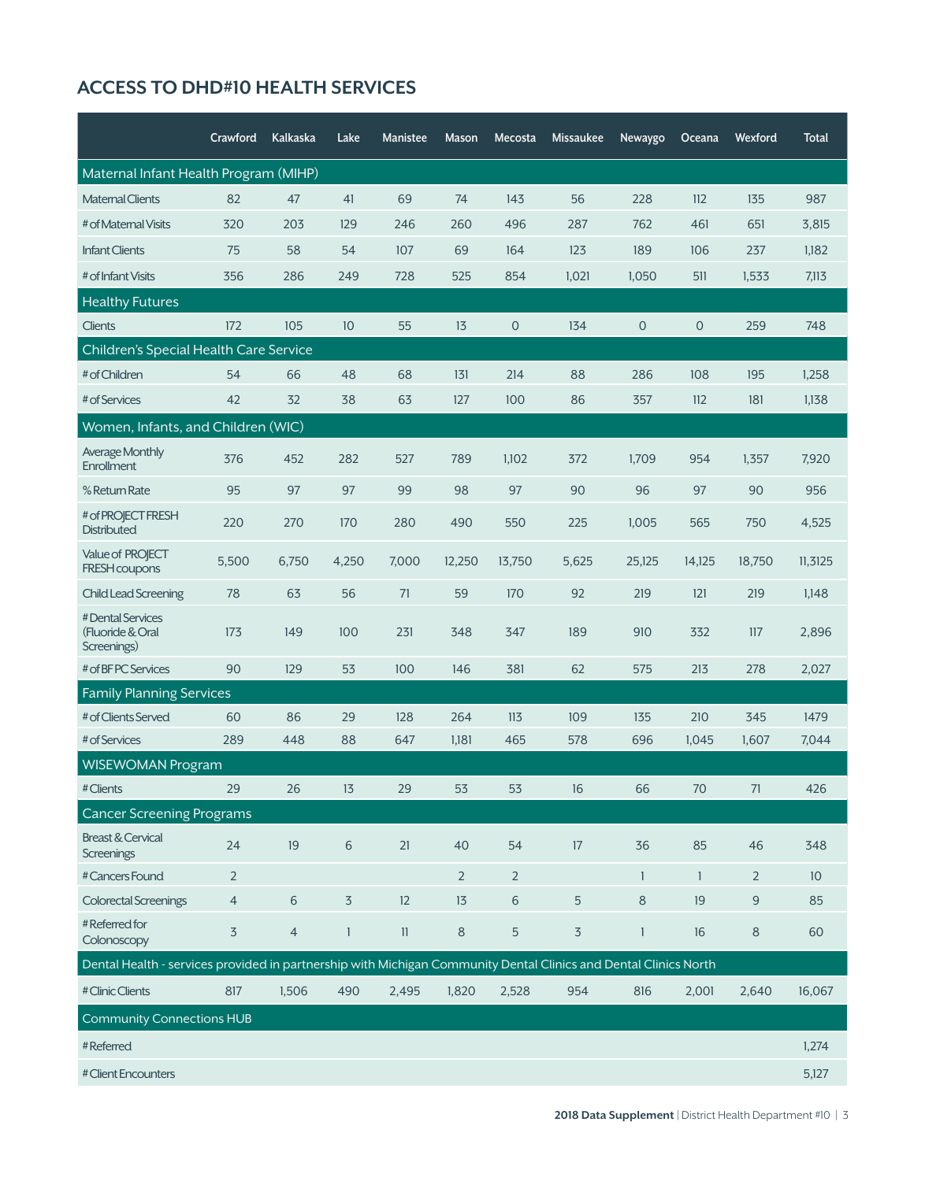## ACCESS TO DHD#10 HEALTH SERVICES

| | Crawford | Kalkaska | Lake | Manistee | Mason | Mecosta | Missaukee | Newaygo | Oceana | Wexford | Total |
|---|---|---|---|---|---|---|---|---|---|---|---|
| **Maternal Infant Health Program (MIHP)** | | | | | | | | | | | |
| Maternal Clients | 82 | 47 | 41 | 69 | 74 | 143 | 56 | 228 | 112 | 135 | 987 |
| # of Maternal Visits | 320 | 203 | 129 | 246 | 260 | 496 | 287 | 762 | 461 | 651 | 3,815 |
| Infant Clients | 75 | 58 | 54 | 107 | 69 | 164 | 123 | 189 | 106 | 237 | 1,182 |
| # of Infant Visits | 356 | 286 | 249 | 728 | 525 | 854 | 1,021 | 1,050 | 511 | 1,533 | 7,113 |
| **Healthy Futures** | | | | | | | | | | | |
| Clients | 172 | 105 | 10 | 55 | 13 | 0 | 134 | 0 | 0 | 259 | 748 |
| **Children's Special Health Care Service** | | | | | | | | | | | |
| # of Children | 54 | 66 | 48 | 68 | 131 | 214 | 88 | 286 | 108 | 195 | 1,258 |
| # of Services | 42 | 32 | 38 | 63 | 127 | 100 | 86 | 357 | 112 | 181 | 1,138 |
| **Women, Infants, and Children (WIC)** | | | | | | | | | | | |
| Average Monthly Enrollment | 376 | 452 | 282 | 527 | 789 | 1,102 | 372 | 1,709 | 954 | 1,357 | 7,920 |
| % Return Rate | 95 | 97 | 97 | 99 | 98 | 97 | 90 | 96 | 97 | 90 | 956 |
| # of PROJECT FRESH Distributed | 220 | 270 | 170 | 280 | 490 | 550 | 225 | 1,005 | 565 | 750 | 4,525 |
| Value of PROJECT FRESH coupons | 5,500 | 6,750 | 4,250 | 7,000 | 12,250 | 13,750 | 5,625 | 25,125 | 14,125 | 18,750 | 11,3125 |
| Child Lead Screening | 78 | 63 | 56 | 71 | 59 | 170 | 92 | 219 | 121 | 219 | 1,148 |
| # Dental Services (Fluoride & Oral Screenings) | 173 | 149 | 100 | 231 | 348 | 347 | 189 | 910 | 332 | 117 | 2,896 |
| # of BF PC Services | 90 | 129 | 53 | 100 | 146 | 381 | 62 | 575 | 213 | 278 | 2,027 |
| **Family Planning Services** | | | | | | | | | | | |
| # of Clients Served | 60 | 86 | 29 | 128 | 264 | 113 | 109 | 135 | 210 | 345 | 1479 |
| # of Services | 289 | 448 | 88 | 647 | 1,181 | 465 | 578 | 696 | 1,045 | 1,607 | 7,044 |
| **WISEWOMAN Program** | | | | | | | | | | | |
| # Clients | 29 | 26 | 13 | 29 | 53 | 53 | 16 | 66 | 70 | 71 | 426 |
| **Cancer Screening Programs** | | | | | | | | | | | |
| Breast & Cervical Screenings | 24 | 19 | 6 | 21 | 40 | 54 | 17 | 36 | 85 | 46 | 348 |
| # Cancers Found | 2 | | | | 2 | 2 | | 1 | 1 | 2 | 10 |
| Colorectal Screenings | 4 | 6 | 3 | 12 | 13 | 6 | 5 | 8 | 19 | 9 | 85 |
| # Referred for Colonoscopy | 3 | 4 | 1 | 11 | 8 | 5 | 3 | 1 | 16 | 8 | 60 |
| **Dental Health - services provided in partnership with Michigan Community Dental Clinics and Dental Clinics North** | | | | | | | | | | | |
| # Clinic Clients | 817 | 1,506 | 490 | 2,495 | 1,820 | 2,528 | 954 | 816 | 2,001 | 2,640 | 16,067 |
| **Community Connections HUB** | | | | | | | | | | | |
| # Referred | | | | | | | | | | | 1,274 |
| # Client Encounters | | | | | | | | | | | 5,127 |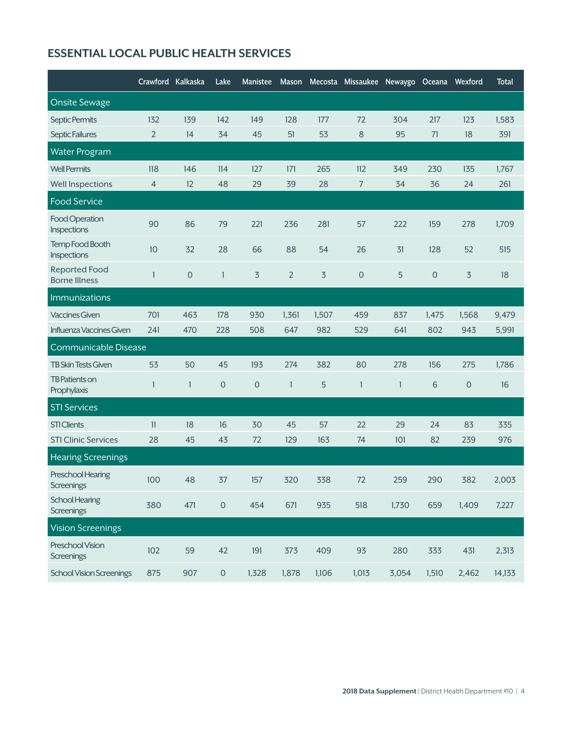## ESSENTIAL LOCAL PUBLIC HEALTH SERVICES

| | Crawford | Kalkaska | Lake | Manistee | Mason | Mecosta | Missaukee | Newaygo | Oceana | Wexford | Total |
|---|---|---|---|---|---|---|---|---|---|---|---|
| **Onsite Sewage** | | | | | | | | | | | |
| Septic Permits | 132 | 139 | 142 | 149 | 128 | 177 | 72 | 304 | 217 | 123 | 1,583 |
| Septic Failures | 2 | 14 | 34 | 45 | 51 | 53 | 8 | 95 | 71 | 18 | 391 |
| **Water Program** | | | | | | | | | | | |
| Well Permits | 118 | 146 | 114 | 127 | 171 | 265 | 112 | 349 | 230 | 135 | 1,767 |
| Well Inspections | 4 | 12 | 48 | 29 | 39 | 28 | 7 | 34 | 36 | 24 | 261 |
| **Food Service** | | | | | | | | | | | |
| Food Operation Inspections | 90 | 86 | 79 | 221 | 236 | 281 | 57 | 222 | 159 | 278 | 1,709 |
| Temp Food Booth Inspections | 10 | 32 | 28 | 66 | 88 | 54 | 26 | 31 | 128 | 52 | 515 |
| Reported Food Borne Illness | 1 | 0 | 1 | 3 | 2 | 3 | 0 | 5 | 0 | 3 | 18 |
| **Immunizations** | | | | | | | | | | | |
| Vaccines Given | 701 | 463 | 178 | 930 | 1,361 | 1,507 | 459 | 837 | 1,475 | 1,568 | 9,479 |
| Influenza Vaccines Given | 241 | 470 | 228 | 508 | 647 | 982 | 529 | 641 | 802 | 943 | 5,991 |
| **Communicable Disease** | | | | | | | | | | | |
| TB Skin Tests Given | 53 | 50 | 45 | 193 | 274 | 382 | 80 | 278 | 156 | 275 | 1,786 |
| TB Patients on Prophylaxis | 1 | 1 | 0 | 0 | 1 | 5 | 1 | 1 | 6 | 0 | 16 |
| **STI Services** | | | | | | | | | | | |
| STI Clients | 11 | 18 | 16 | 30 | 45 | 57 | 22 | 29 | 24 | 83 | 335 |
| STI Clinic Services | 28 | 45 | 43 | 72 | 129 | 163 | 74 | 101 | 82 | 239 | 976 |
| **Hearing Screenings** | | | | | | | | | | | |
| Preschool Hearing Screenings | 100 | 48 | 37 | 157 | 320 | 338 | 72 | 259 | 290 | 382 | 2,003 |
| School Hearing Screenings | 380 | 471 | 0 | 454 | 671 | 935 | 518 | 1,730 | 659 | 1,409 | 7,227 |
| **Vision Screenings** | | | | | | | | | | | |
| Preschool Vision Screenings | 102 | 59 | 42 | 191 | 373 | 409 | 93 | 280 | 333 | 431 | 2,313 |
| School Vision Screenings | 875 | 907 | 0 | 1,328 | 1,878 | 1,106 | 1,013 | 3,054 | 1,510 | 2,462 | 14,133 |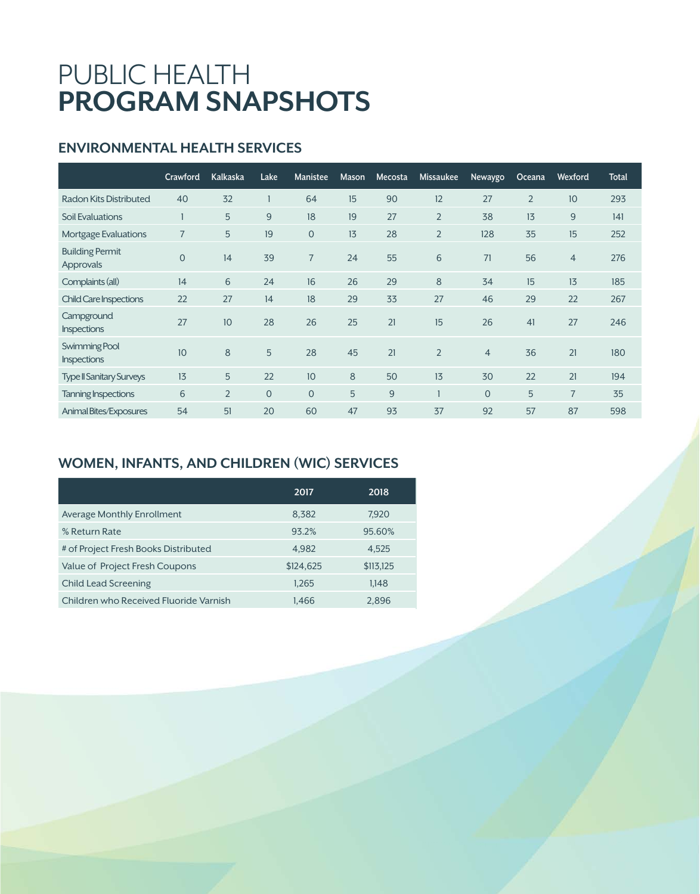# PUBLIC HEALTH **PROGRAM SNAPSHOTS**

## ENVIRONMENTAL HEALTH SERVICES

| | Crawford | Kalkaska | Lake | Manistee | Mason | Mecosta | Missaukee | Newaygo | Oceana | Wexford | Total |
|---|---|---|---|---|---|---|---|---|---|---|---|
| Radon Kits Distributed | 40 | 32 | 1 | 64 | 15 | 90 | 12 | 27 | 2 | 10 | 293 |
| Soil Evaluations | 1 | 5 | 9 | 18 | 19 | 27 | 2 | 38 | 13 | 9 | 141 |
| Mortgage Evaluations | 7 | 5 | 19 | 0 | 13 | 28 | 2 | 128 | 35 | 15 | 252 |
| Building Permit Approvals | 0 | 14 | 39 | 7 | 24 | 55 | 6 | 71 | 56 | 4 | 276 |
| Complaints (all) | 14 | 6 | 24 | 16 | 26 | 29 | 8 | 34 | 15 | 13 | 185 |
| Child Care Inspections | 22 | 27 | 14 | 18 | 29 | 33 | 27 | 46 | 29 | 22 | 267 |
| Campground Inspections | 27 | 10 | 28 | 26 | 25 | 21 | 15 | 26 | 41 | 27 | 246 |
| Swimming Pool Inspections | 10 | 8 | 5 | 28 | 45 | 21 | 2 | 4 | 36 | 21 | 180 |
| Type II Sanitary Surveys | 13 | 5 | 22 | 10 | 8 | 50 | 13 | 30 | 22 | 21 | 194 |
| Tanning Inspections | 6 | 2 | 0 | 0 | 5 | 9 | 1 | 0 | 5 | 7 | 35 |
| Animal Bites/Exposures | 54 | 51 | 20 | 60 | 47 | 93 | 37 | 92 | 57 | 87 | 598 |

## WOMEN, INFANTS, AND CHILDREN (WIC) SERVICES

| | 2017 | 2018 |
|---|---|---|
| Average Monthly Enrollment | 8,382 | 7,920 |
| % Return Rate | 93.2% | 95.60% |
| # of Project Fresh Books Distributed | 4,982 | 4,525 |
| Value of Project Fresh Coupons | $124,625 | $113,125 |
| Child Lead Screening | 1,265 | 1,148 |
| Children who Received Fluoride Varnish | 1,466 | 2,896 |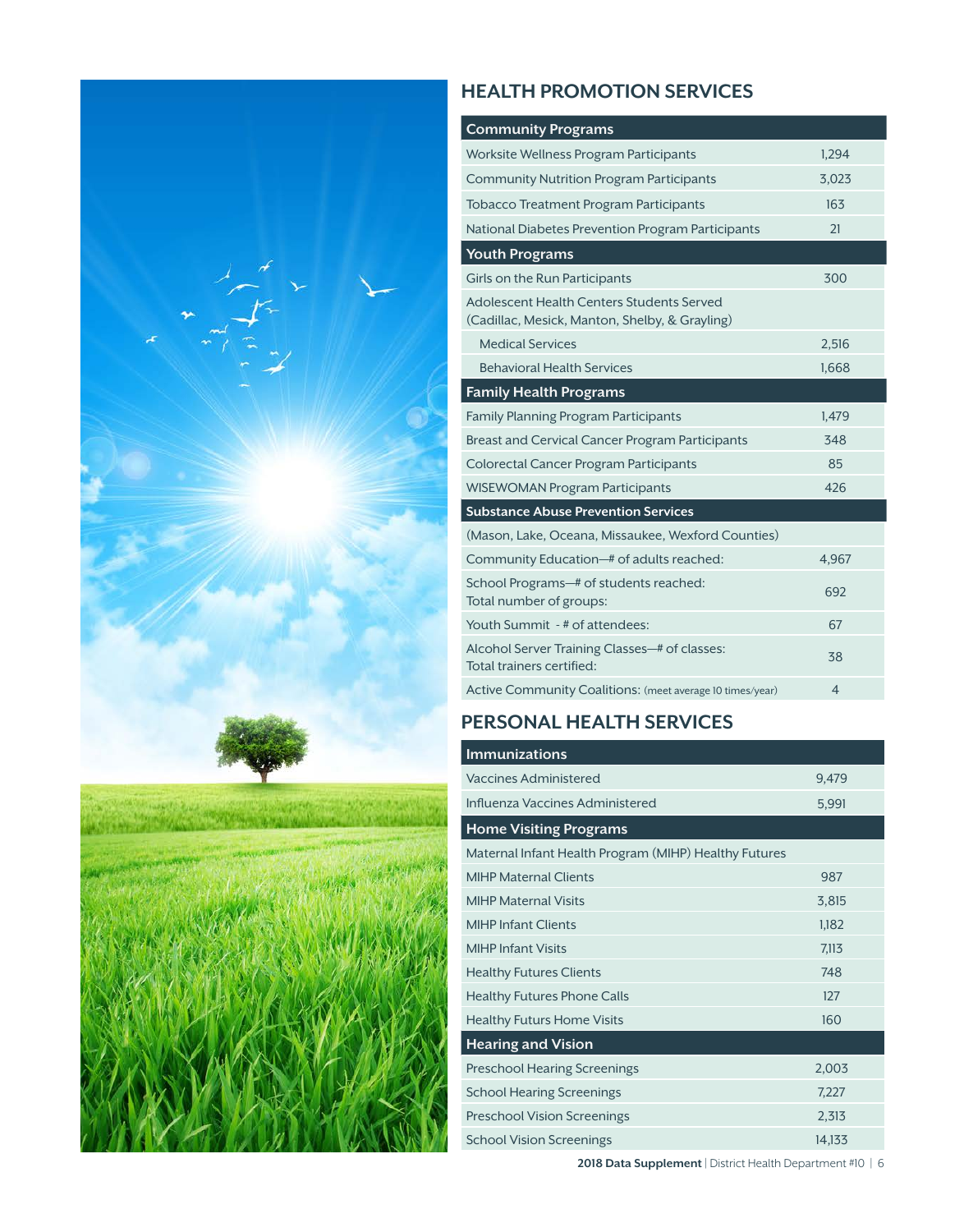## HEALTH PROMOTION SERVICES

| Community Programs | |
|---|---|
| Worksite Wellness Program Participants | 1,294 |
| Community Nutrition Program Participants | 3,023 |
| Tobacco Treatment Program Participants | 163 |
| National Diabetes Prevention Program Participants | 21 |
| **Youth Programs** | |
| Girls on the Run Participants | 300 |
| Adolescent Health Centers Students Served (Cadillac, Mesick, Manton, Shelby, & Grayling) | |
| Medical Services | 2,516 |
| Behavioral Health Services | 1,668 |
| **Family Health Programs** | |
| Family Planning Program Participants | 1,479 |
| Breast and Cervical Cancer Program Participants | 348 |
| Colorectal Cancer Program Participants | 85 |
| WISEWOMAN Program Participants | 426 |
| **Substance Abuse Prevention Services** | |
| (Mason, Lake, Oceana, Missaukee, Wexford Counties) | |
| Community Education—# of adults reached: | 4,967 |
| School Programs—# of students reached: Total number of groups: | 692 |
| Youth Summit - # of attendees: | 67 |
| Alcohol Server Training Classes—# of classes: Total trainers certified: | 38 |
| Active Community Coalitions: (meet average 10 times/year) | 4 |

## PERSONAL HEALTH SERVICES

| Immunizations | |
|---|---|
| Vaccines Administered | 9,479 |
| Influenza Vaccines Administered | 5,991 |
| **Home Visiting Programs** | |
| Maternal Infant Health Program (MIHP) Healthy Futures | |
| MIHP Maternal Clients | 987 |
| MIHP Maternal Visits | 3,815 |
| MIHP Infant Clients | 1,182 |
| MIHP Infant Visits | 7,113 |
| Healthy Futures Clients | 748 |
| Healthy Futures Phone Calls | 127 |
| Healthy Futurs Home Visits | 160 |
| **Hearing and Vision** | |
| Preschool Hearing Screenings | 2,003 |
| School Hearing Screenings | 7,227 |
| Preschool Vision Screenings | 2,313 |
| School Vision Screenings | 14,133 |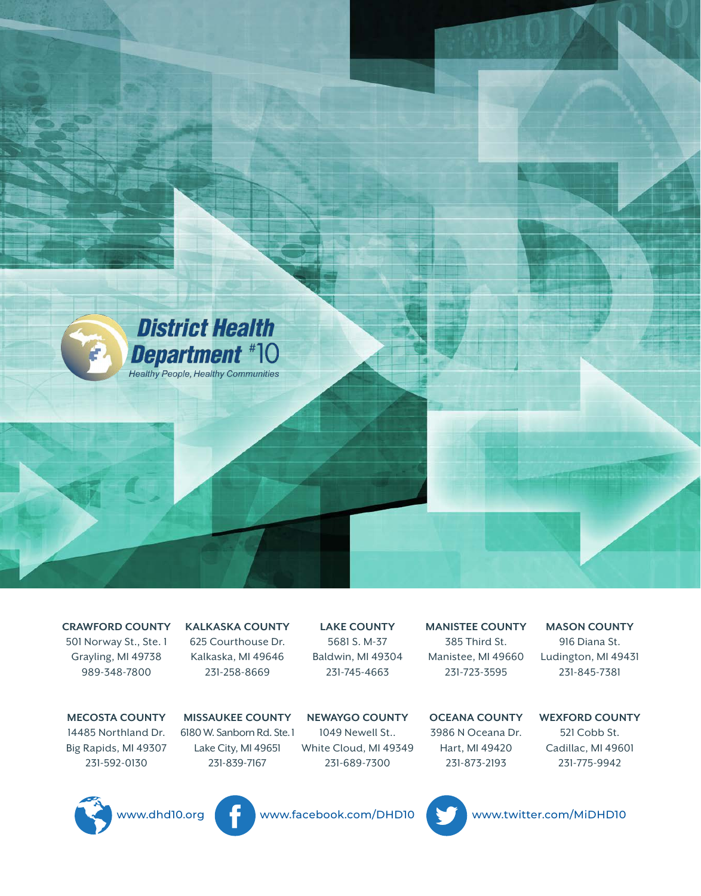**District Health Department #10**

*Healthy People, Healthy Communities*

**CRAWFORD COUNTY**
501 Norway St., Ste. 1
Grayling, MI 49738
989-348-7800

**KALKASKA COUNTY**
625 Courthouse Dr.
Kalkaska, MI 49646
231-258-8669

**LAKE COUNTY**
5681 S. M-37
Baldwin, MI 49304
231-745-4663

**MANISTEE COUNTY**
385 Third St.
Manistee, MI 49660
231-723-3595

**MASON COUNTY**
916 Diana St.
Ludington, MI 49431
231-845-7381

**MECOSTA COUNTY**
14485 Northland Dr.
Big Rapids, MI 49307
231-592-0130

**MISSAUKEE COUNTY**
6180 W. Sanborn Rd. Ste. 1
Lake City, MI 49651
231-839-7167

**NEWAYGO COUNTY**
1049 Newell St..
White Cloud, MI 49349
231-689-7300

**OCEANA COUNTY**
3986 N Oceana Dr.
Hart, MI 49420
231-873-2193

**WEXFORD COUNTY**
521 Cobb St.
Cadillac, MI 49601
231-775-9942

www.dhd10.org

www.facebook.com/DHD10

www.twitter.com/MiDHD10